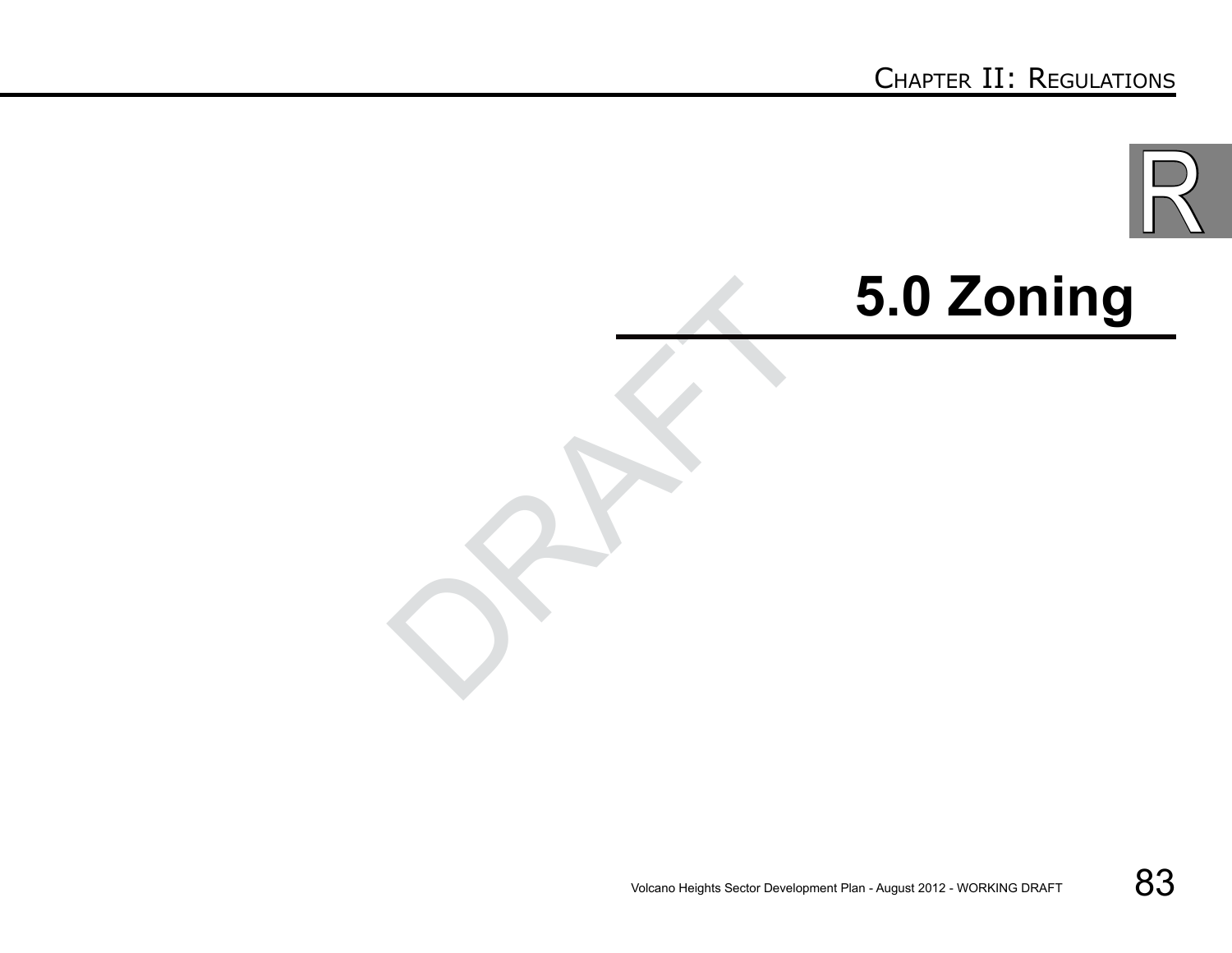# 5.0 Zoning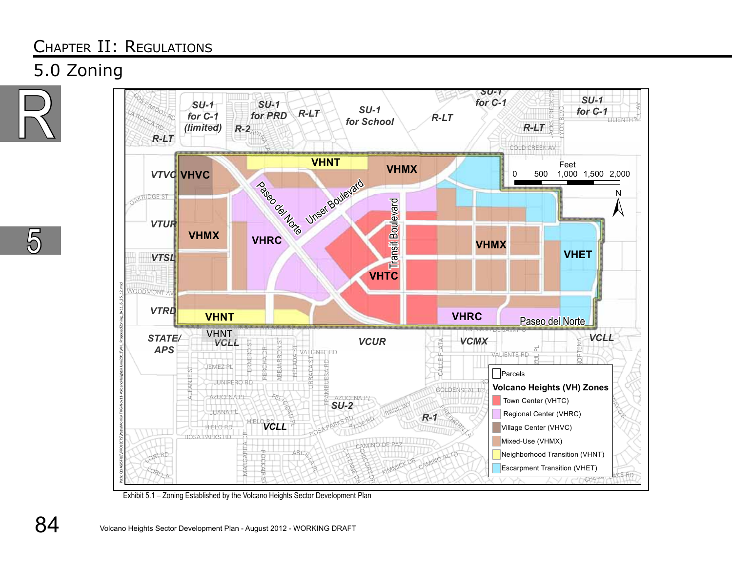# Chapter II: Regulations

## 5.0 Zoning

**Volcano Heights (VH) Zones**

- Parcels
- Town Center (VHTC)
- Regional Center (VHRC)
- Village Center (VHVC)
- Mixed-Use (VHMX)
- Neighborhood Transition (VHNT)
- Escarpment Transition (VHET)

Exhibit 5.1 – Zoning Established by the Volcano Heights Sector Development Plan

Volcano Heights Sector Development Plan - August 2012 - WORKING DRAFT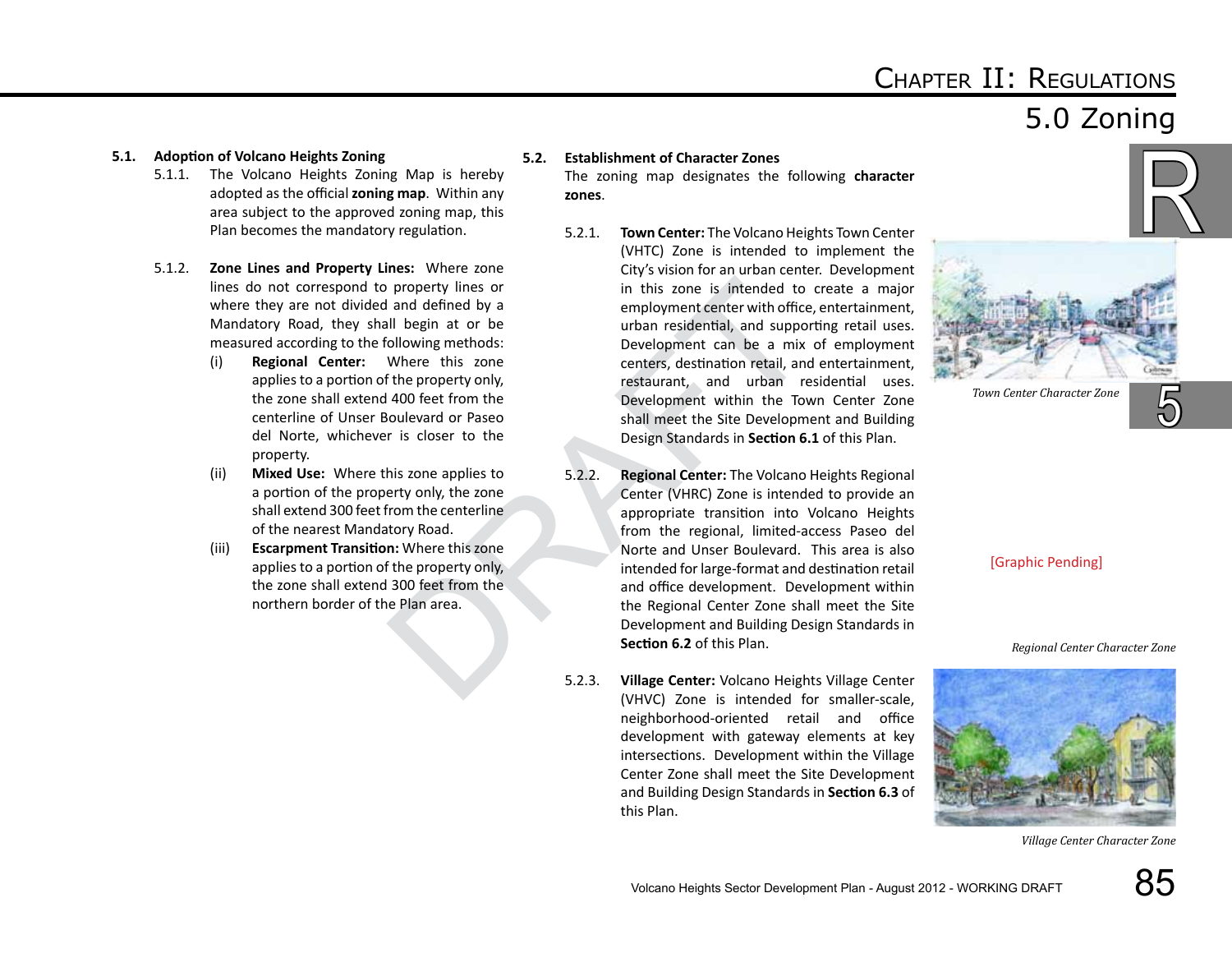# Chapter II: Regulations

## 5.0 Zoning

**5.1. Adoption of Volcano Heights Zoning**

5.1.1. The Volcano Heights Zoning Map is hereby adopted as the official **zoning map**. Within any area subject to the approved zoning map, this Plan becomes the mandatory regulation.

5.1.2. **Zone Lines and Property Lines:** Where zone lines do not correspond to property lines or where they are not divided and defined by a Mandatory Road, they shall begin at or be measured according to the following methods:

(i) **Regional Center:** Where this zone applies to a portion of the property only, the zone shall extend 400 feet from the centerline of Unser Boulevard or Paseo del Norte, whichever is closer to the property.

(ii) **Mixed Use:** Where this zone applies to a portion of the property only, the zone shall extend 300 feet from the centerline of the nearest Mandatory Road.

(iii) **Escarpment Transition:** Where this zone applies to a portion of the property only, the zone shall extend 300 feet from the northern border of the Plan area.

**5.2. Establishment of Character Zones**

The zoning map designates the following **character zones**.

5.2.1. **Town Center:** The Volcano Heights Town Center (VHTC) Zone is intended to implement the City's vision for an urban center. Development in this zone is intended to create a major employment center with office, entertainment, urban residential, and supporting retail uses. Development can be a mix of employment centers, destination retail, and entertainment, restaurant, and urban residential uses. Development within the Town Center Zone shall meet the Site Development and Building Design Standards in **Section 6.1** of this Plan.

*Town Center Character Zone*

5.2.2. **Regional Center:** The Volcano Heights Regional Center (VHRC) Zone is intended to provide an appropriate transition into Volcano Heights from the regional, limited-access Paseo del Norte and Unser Boulevard. This area is also intended for large-format and destination retail and office development. Development within the Regional Center Zone shall meet the Site Development and Building Design Standards in **Section 6.2** of this Plan.

[Graphic Pending]

*Regional Center Character Zone*

5.2.3. **Village Center:** Volcano Heights Village Center (VHVC) Zone is intended for smaller-scale, neighborhood-oriented retail and office development with gateway elements at key intersections. Development within the Village Center Zone shall meet the Site Development and Building Design Standards in **Section 6.3** of this Plan.

*Village Center Character Zone*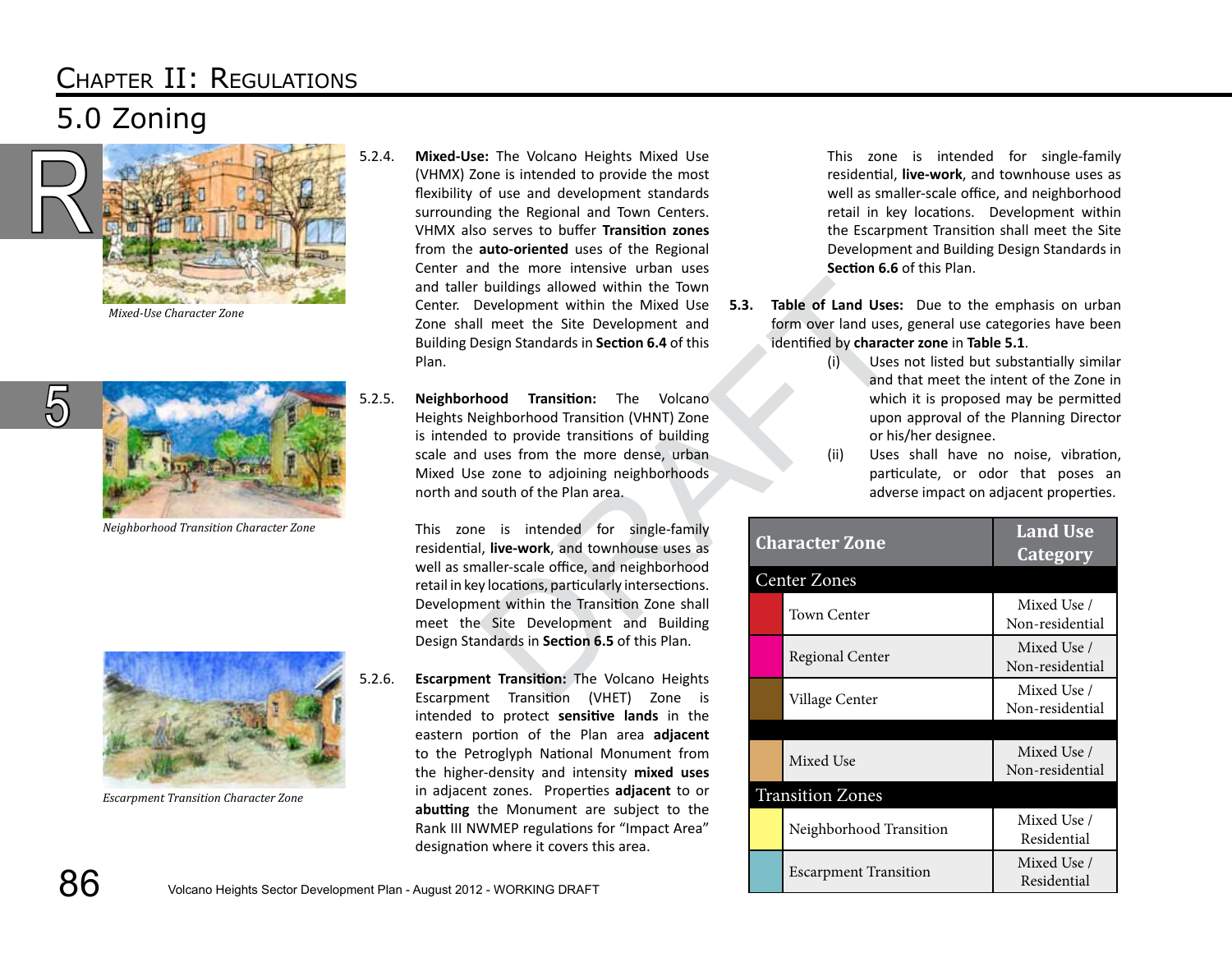# Chapter II: Regulations

## 5.0 Zoning

*Mixed-Use Character Zone*

*Neighborhood Transition Character Zone*

*Escarpment Transition Character Zone*

5.2.4. **Mixed-Use:** The Volcano Heights Mixed Use (VHMX) Zone is intended to provide the most flexibility of use and development standards surrounding the Regional and Town Centers. VHMX also serves to buffer **Transition zones** from the **auto-oriented** uses of the Regional Center and the more intensive urban uses and taller buildings allowed within the Town Center. Development within the Mixed Use Zone shall meet the Site Development and Building Design Standards in **Section 6.4** of this Plan.

5.2.5. **Neighborhood Transition:** The Volcano Heights Neighborhood Transition (VHNT) Zone is intended to provide transitions of building scale and uses from the more dense, urban Mixed Use zone to adjoining neighborhoods north and south of the Plan area.

This zone is intended for single-family residential, **live-work**, and townhouse uses as well as smaller-scale office, and neighborhood retail in key locations, particularly intersections. Development within the Transition Zone shall meet the Site Development and Building Design Standards in **Section 6.5** of this Plan.

5.2.6. **Escarpment Transition:** The Volcano Heights Escarpment Transition (VHET) Zone is intended to protect **sensitive lands** in the eastern portion of the Plan area **adjacent** to the Petroglyph National Monument from the higher-density and intensity **mixed uses** in adjacent zones. Properties **adjacent** to or **abutting** the Monument are subject to the Rank III NWMEP regulations for “Impact Area” designation where it covers this area.

This zone is intended for single-family residential, **live-work**, and townhouse uses as well as smaller-scale office, and neighborhood retail in key locations. Development within the Escarpment Transition shall meet the Site Development and Building Design Standards in **Section 6.6** of this Plan.

**5.3. Table of Land Uses:** Due to the emphasis on urban form over land uses, general use categories have been identified by **character zone** in **Table 5.1**.

(i) Uses not listed but substantially similar and that meet the intent of the Zone in which it is proposed may be permitted upon approval of the Planning Director or his/her designee.

(ii) Uses shall have no noise, vibration, particulate, or odor that poses an adverse impact on adjacent properties.

| Character Zone | Land Use Category |
|---|---|
| **Center Zones** | |
| Town Center | Mixed Use / Non-residential |
| Regional Center | Mixed Use / Non-residential |
| Village Center | Mixed Use / Non-residential |
| Mixed Use | Mixed Use / Non-residential |
| **Transition Zones** | |
| Neighborhood Transition | Mixed Use / Residential |
| Escarpment Transition | Mixed Use / Residential |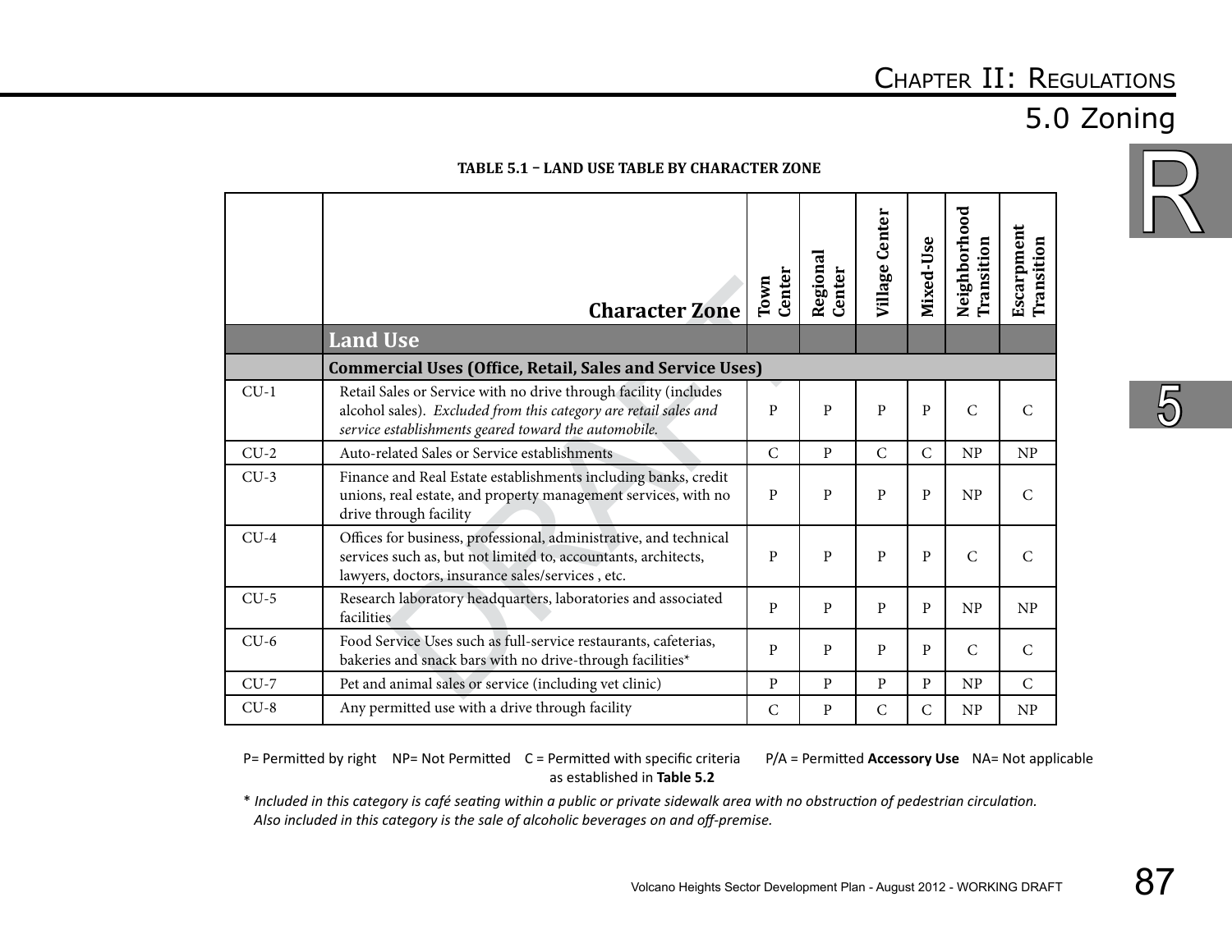**TABLE 5.1 – LAND USE TABLE BY CHARACTER ZONE**

| | Character Zone | Town Center | Regional Center | Village Center | Mixed-Use | Neighborhood Transition | Escarpment Transition |
|---|---|---|---|---|---|---|---|
| | **Land Use** | | | | | | |
| | **Commercial Uses (Office, Retail, Sales and Service Uses)** | | | | | | |
| CU-1 | Retail Sales or Service with no drive through facility (includes alcohol sales). *Excluded from this category are retail sales and service establishments geared toward the automobile.* | P | P | P | P | C | C |
| CU-2 | Auto-related Sales or Service establishments | C | P | C | C | NP | NP |
| CU-3 | Finance and Real Estate establishments including banks, credit unions, real estate, and property management services, with no drive through facility | P | P | P | P | NP | C |
| CU-4 | Offices for business, professional, administrative, and technical services such as, but not limited to, accountants, architects, lawyers, doctors, insurance sales/services , etc. | P | P | P | P | C | C |
| CU-5 | Research laboratory headquarters, laboratories and associated facilities | P | P | P | P | NP | NP |
| CU-6 | Food Service Uses such as full-service restaurants, cafeterias, bakeries and snack bars with no drive-through facilities* | P | P | P | P | C | C |
| CU-7 | Pet and animal sales or service (including vet clinic) | P | P | P | P | NP | C |
| CU-8 | Any permitted use with a drive through facility | C | P | C | C | NP | NP |

P= Permitted by right NP= Not Permitted C = Permitted with specific criteria as established in **Table 5.2** P/A = Permitted **Accessory Use** NA= Not applicable

\* *Included in this category is café seating within a public or private sidewalk area with no obstruction of pedestrian circulation. Also included in this category is the sale of alcoholic beverages on and off-premise.*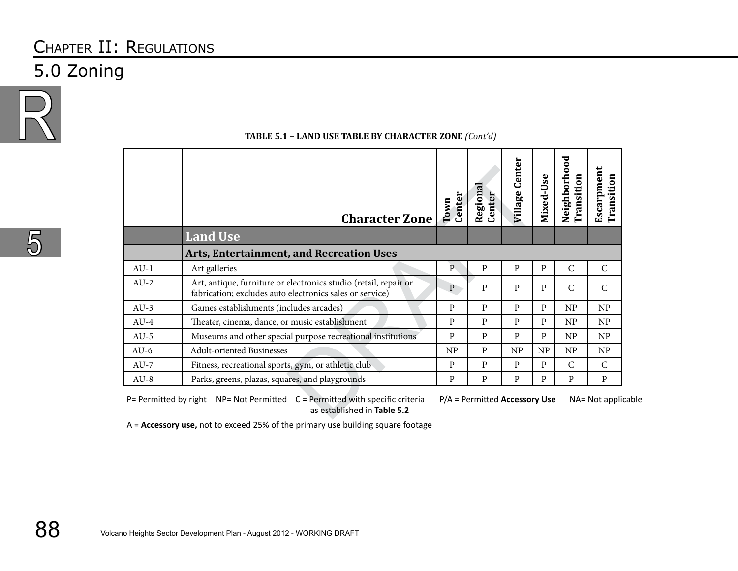# Chapter II: Regulations

## 5.0 Zoning

**TABLE 5.1 – LAND USE TABLE BY CHARACTER ZONE** *(Cont'd)*

| | Character Zone | Town Center | Regional Center | Village Center | Mixed-Use | Neighborhood Transition | Escarpment Transition |
|---|---|---|---|---|---|---|---|
| | **Land Use** | | | | | | |
| | **Arts, Entertainment, and Recreation Uses** | | | | | | |
| AU-1 | Art galleries | P | P | P | P | C | C |
| AU-2 | Art, antique, furniture or electronics studio (retail, repair or fabrication; excludes auto electronics sales or service) | P | P | P | P | C | C |
| AU-3 | Games establishments (includes arcades) | P | P | P | P | NP | NP |
| AU-4 | Theater, cinema, dance, or music establishment | P | P | P | P | NP | NP |
| AU-5 | Museums and other special purpose recreational institutions | P | P | P | P | NP | NP |
| AU-6 | Adult-oriented Businesses | NP | P | NP | NP | NP | NP |
| AU-7 | Fitness, recreational sports, gym, or athletic club | P | P | P | P | C | C |
| AU-8 | Parks, greens, plazas, squares, and playgrounds | P | P | P | P | P | P |

P= Permitted by right NP= Not Permitted C = Permitted with specific criteria as established in **Table 5.2** P/A = Permitted **Accessory Use** NA= Not applicable

A = **Accessory use,** not to exceed 25% of the primary use building square footage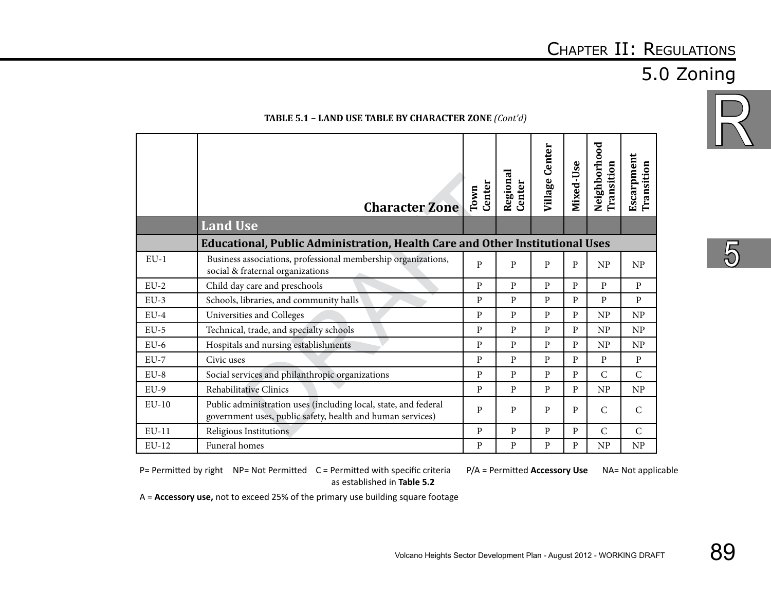**TABLE 5.1 – LAND USE TABLE BY CHARACTER ZONE** *(Cont'd)*

| | Character Zone | Town Center | Regional Center | Village Center | Mixed-Use | Neighborhood Transition | Escarpment Transition |
|---|---|---|---|---|---|---|---|
| | **Land Use** | | | | | | |
| | **Educational, Public Administration, Health Care and Other Institutional Uses** | | | | | | |
| EU-1 | Business associations, professional membership organizations, social & fraternal organizations | P | P | P | P | NP | NP |
| EU-2 | Child day care and preschools | P | P | P | P | P | P |
| EU-3 | Schools, libraries, and community halls | P | P | P | P | P | P |
| EU-4 | Universities and Colleges | P | P | P | P | NP | NP |
| EU-5 | Technical, trade, and specialty schools | P | P | P | P | NP | NP |
| EU-6 | Hospitals and nursing establishments | P | P | P | P | NP | NP |
| EU-7 | Civic uses | P | P | P | P | P | P |
| EU-8 | Social services and philanthropic organizations | P | P | P | P | C | C |
| EU-9 | Rehabilitative Clinics | P | P | P | P | NP | NP |
| EU-10 | Public administration uses (including local, state, and federal government uses, public safety, health and human services) | P | P | P | P | C | C |
| EU-11 | Religious Institutions | P | P | P | P | C | C |
| EU-12 | Funeral homes | P | P | P | P | NP | NP |

P= Permitted by right NP= Not Permitted C = Permitted with specific criteria as established in **Table 5.2** P/A = Permitted **Accessory Use** NA= Not applicable

A = **Accessory use,** not to exceed 25% of the primary use building square footage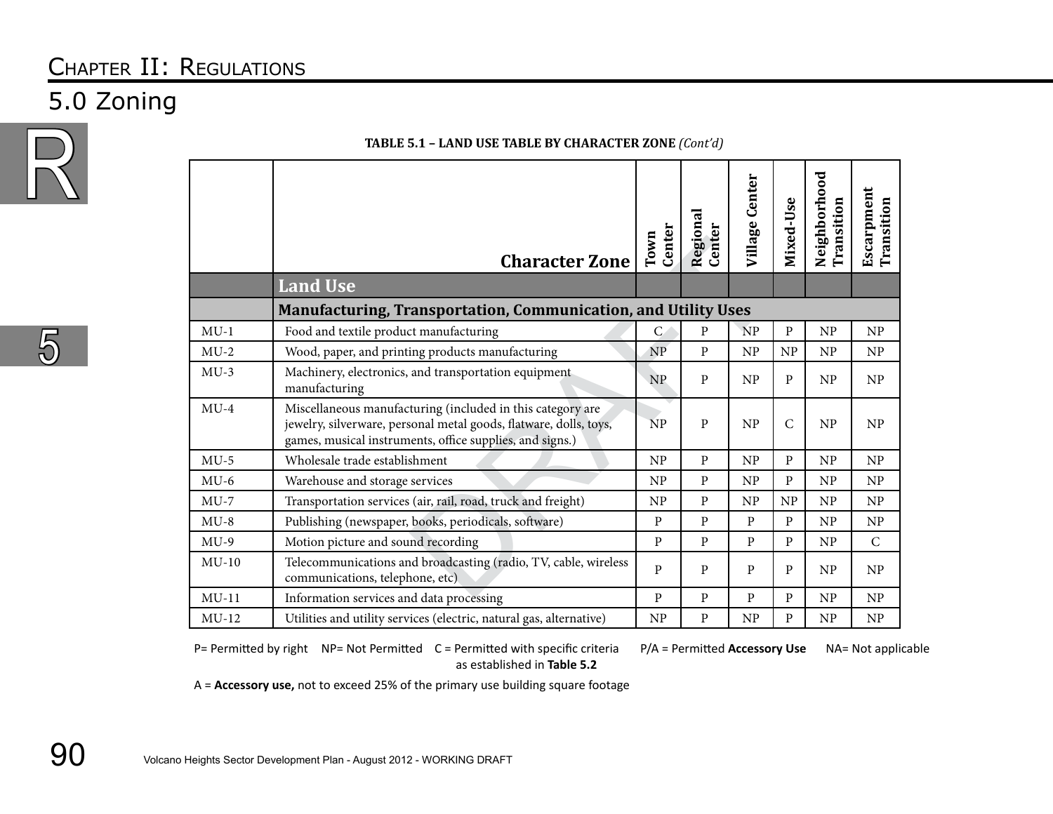# Chapter II: Regulations

## 5.0 Zoning

**TABLE 5.1 – LAND USE TABLE BY CHARACTER ZONE** *(Cont'd)*

| | Character Zone | Town Center | Regional Center | Village Center | Mixed-Use | Neighborhood Transition | Escarpment Transition |
|---|---|---|---|---|---|---|---|
| | **Land Use** | | | | | | |
| | **Manufacturing, Transportation, Communication, and Utility Uses** | | | | | | |
| MU-1 | Food and textile product manufacturing | C | P | NP | P | NP | NP |
| MU-2 | Wood, paper, and printing products manufacturing | NP | P | NP | NP | NP | NP |
| MU-3 | Machinery, electronics, and transportation equipment manufacturing | NP | P | NP | P | NP | NP |
| MU-4 | Miscellaneous manufacturing (included in this category are jewelry, silverware, personal metal goods, flatware, dolls, toys, games, musical instruments, office supplies, and signs.) | NP | P | NP | C | NP | NP |
| MU-5 | Wholesale trade establishment | NP | P | NP | P | NP | NP |
| MU-6 | Warehouse and storage services | NP | P | NP | P | NP | NP |
| MU-7 | Transportation services (air, rail, road, truck and freight) | NP | P | NP | NP | NP | NP |
| MU-8 | Publishing (newspaper, books, periodicals, software) | P | P | P | P | NP | NP |
| MU-9 | Motion picture and sound recording | P | P | P | P | NP | C |
| MU-10 | Telecommunications and broadcasting (radio, TV, cable, wireless communications, telephone, etc) | P | P | P | P | NP | NP |
| MU-11 | Information services and data processing | P | P | P | P | NP | NP |
| MU-12 | Utilities and utility services (electric, natural gas, alternative) | NP | P | NP | P | NP | NP |

P= Permitted by right NP= Not Permitted C = Permitted with specific criteria as established in **Table 5.2** P/A = Permitted **Accessory Use** NA= Not applicable

A = **Accessory use,** not to exceed 25% of the primary use building square footage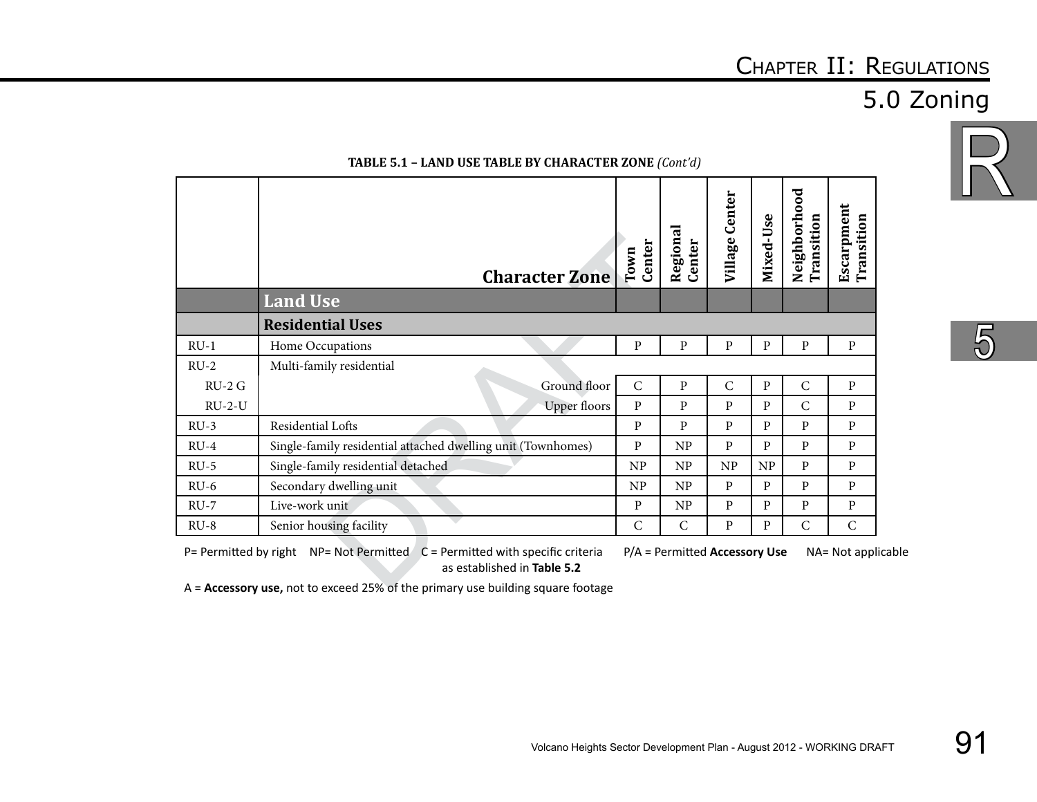**TABLE 5.1 – LAND USE TABLE BY CHARACTER ZONE** *(Cont'd)*

| | Character Zone | Town Center | Regional Center | Village Center | Mixed-Use | Neighborhood Transition | Escarpment Transition |
|---|---|---|---|---|---|---|---|
| | **Land Use** | | | | | | |
| | **Residential Uses** | | | | | | |
| RU-1 | Home Occupations | P | P | P | P | P | P |
| RU-2 | Multi-family residential | | | | | | |
| RU-2 G | Ground floor | C | P | C | P | C | P |
| RU-2-U | Upper floors | P | P | P | P | C | P |
| RU-3 | Residential Lofts | P | P | P | P | P | P |
| RU-4 | Single-family residential attached dwelling unit (Townhomes) | P | NP | P | P | P | P |
| RU-5 | Single-family residential detached | NP | NP | NP | NP | P | P |
| RU-6 | Secondary dwelling unit | NP | NP | P | P | P | P |
| RU-7 | Live-work unit | P | NP | P | P | P | P |
| RU-8 | Senior housing facility | C | C | P | P | C | C |

P= Permitted by right NP= Not Permitted C = Permitted with specific criteria as established in **Table 5.2** P/A = Permitted **Accessory Use** NA= Not applicable

A = **Accessory use,** not to exceed 25% of the primary use building square footage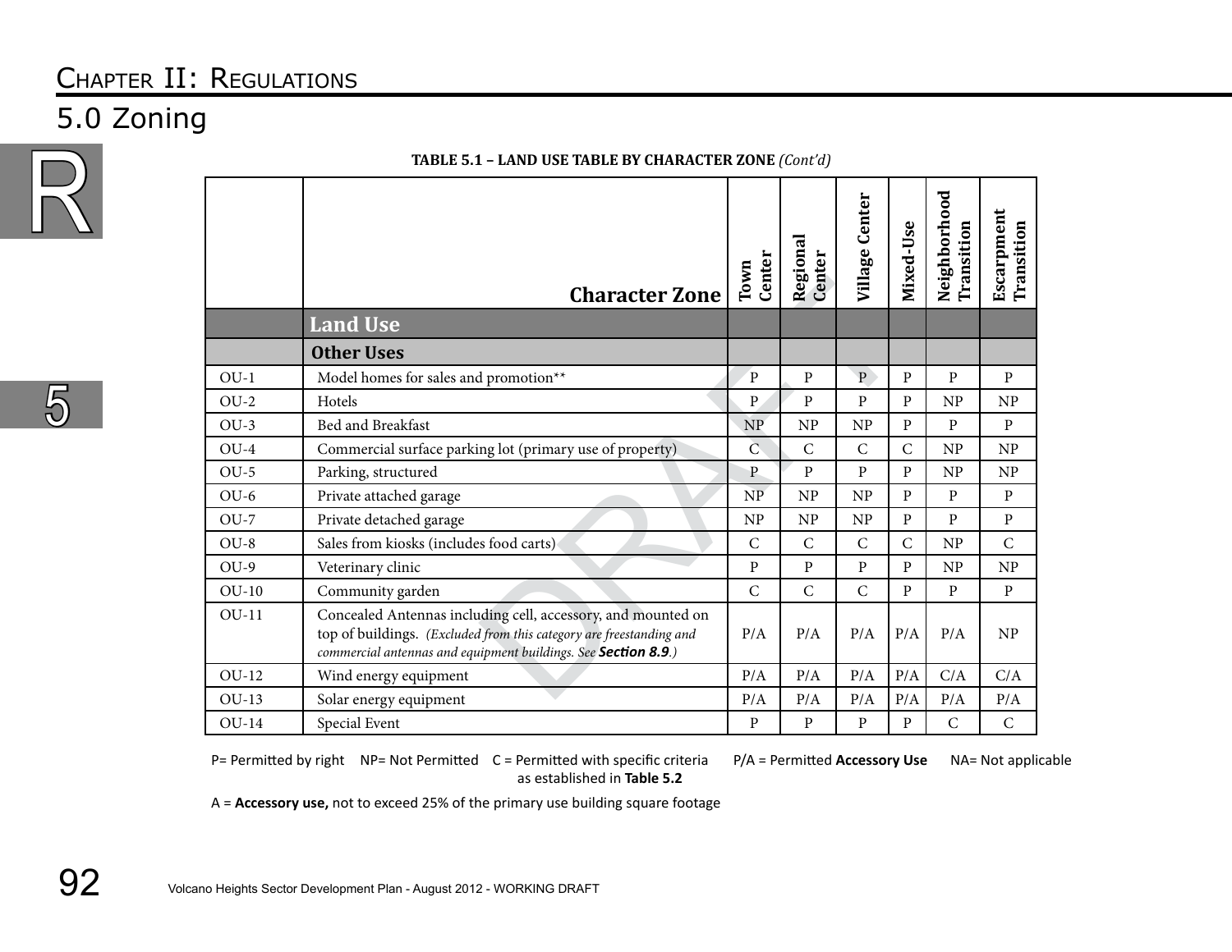# Chapter II: Regulations

## 5.0 Zoning

**TABLE 5.1 – LAND USE TABLE BY CHARACTER ZONE** *(Cont'd)*

| | Character Zone | Town Center | Regional Center | Village Center | Mixed-Use | Neighborhood Transition | Escarpment Transition |
|---|---|---|---|---|---|---|---|
| | **Land Use** | | | | | | |
| | **Other Uses** | | | | | | |
| OU-1 | Model homes for sales and promotion** | P | P | P | P | P | P |
| OU-2 | Hotels | P | P | P | P | NP | NP |
| OU-3 | Bed and Breakfast | NP | NP | NP | P | P | P |
| OU-4 | Commercial surface parking lot (primary use of property) | C | C | C | C | NP | NP |
| OU-5 | Parking, structured | P | P | P | P | NP | NP |
| OU-6 | Private attached garage | NP | NP | NP | P | P | P |
| OU-7 | Private detached garage | NP | NP | NP | P | P | P |
| OU-8 | Sales from kiosks (includes food carts) | C | C | C | C | NP | C |
| OU-9 | Veterinary clinic | P | P | P | P | NP | NP |
| OU-10 | Community garden | C | C | C | P | P | P |
| OU-11 | Concealed Antennas including cell, accessory, and mounted on top of buildings. *(Excluded from this category are freestanding and commercial antennas and equipment buildings. See **Section 8.9**.)* | P/A | P/A | P/A | P/A | P/A | NP |
| OU-12 | Wind energy equipment | P/A | P/A | P/A | P/A | C/A | C/A |
| OU-13 | Solar energy equipment | P/A | P/A | P/A | P/A | P/A | P/A |
| OU-14 | Special Event | P | P | P | P | C | C |

P= Permitted by right NP= Not Permitted C = Permitted with specific criteria as established in **Table 5.2** P/A = Permitted **Accessory Use** NA= Not applicable

A = **Accessory use,** not to exceed 25% of the primary use building square footage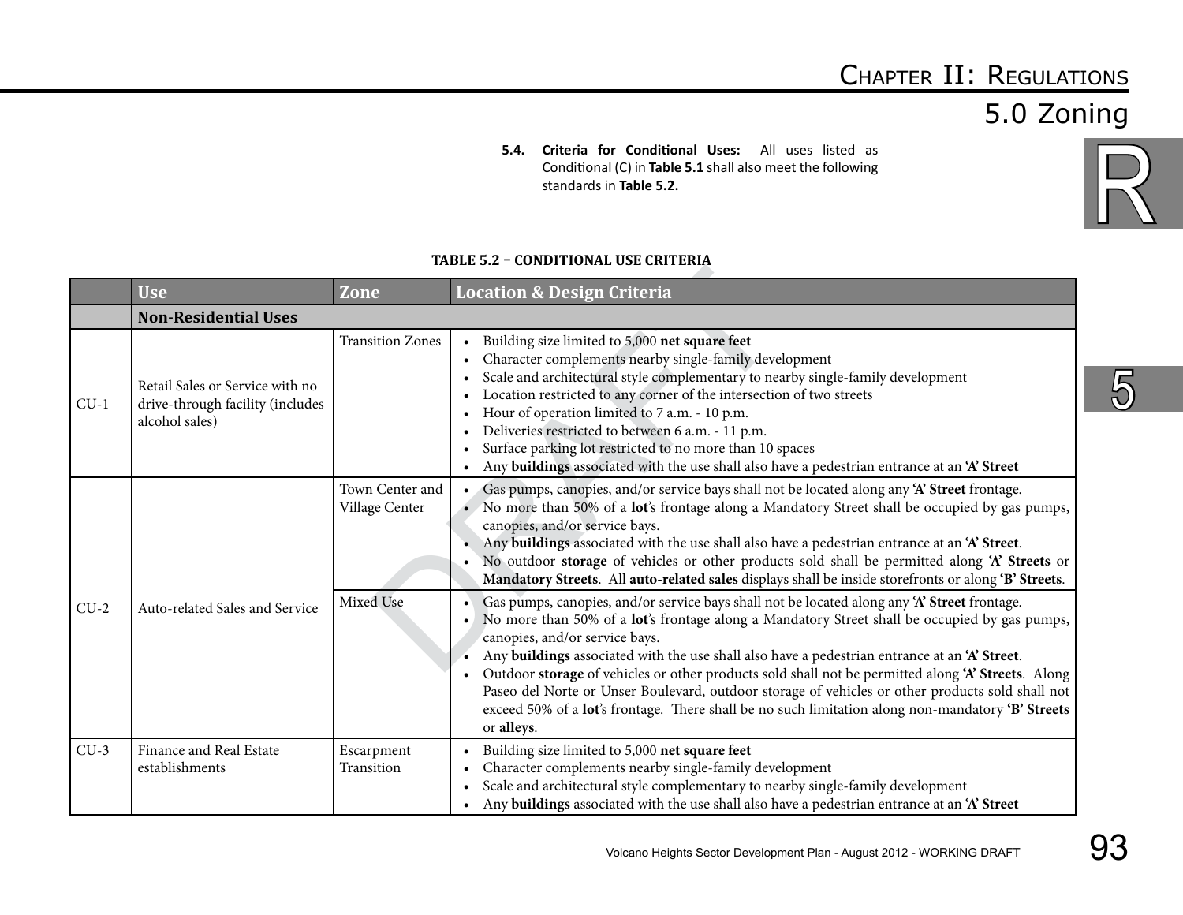**5.4. Criteria for Conditional Uses:** All uses listed as Conditional (C) in **Table 5.1** shall also meet the following standards in **Table 5.2.**

**TABLE 5.2 – CONDITIONAL USE CRITERIA**

| | Use | Zone | Location & Design Criteria |
|---|---|---|---|
| | **Non-Residential Uses** | | |
| CU-1 | Retail Sales or Service with no drive-through facility (includes alcohol sales) | Transition Zones | • Building size limited to 5,000 **net square feet**<br>• Character complements nearby single-family development<br>• Scale and architectural style complementary to nearby single-family development<br>• Location restricted to any corner of the intersection of two streets<br>• Hour of operation limited to 7 a.m. - 10 p.m.<br>• Deliveries restricted to between 6 a.m. - 11 p.m.<br>• Surface parking lot restricted to no more than 10 spaces<br>• Any **buildings** associated with the use shall also have a pedestrian entrance at an **'A' Street** |
| CU-2 | Auto-related Sales and Service | Town Center and Village Center | • Gas pumps, canopies, and/or service bays shall not be located along any **'A' Street** frontage.<br>• No more than 50% of a **lot**'s frontage along a Mandatory Street shall be occupied by gas pumps, canopies, and/or service bays.<br>• Any **buildings** associated with the use shall also have a pedestrian entrance at an **'A' Street**.<br>• No outdoor **storage** of vehicles or other products sold shall be permitted along **'A' Streets** or **Mandatory Streets**. All **auto-related sales** displays shall be inside storefronts or along **'B' Streets**. |
| | | Mixed Use | • Gas pumps, canopies, and/or service bays shall not be located along any **'A' Street** frontage.<br>• No more than 50% of a **lot**'s frontage along a Mandatory Street shall be occupied by gas pumps, canopies, and/or service bays.<br>• Any **buildings** associated with the use shall also have a pedestrian entrance at an **'A' Street**.<br>• Outdoor **storage** of vehicles or other products sold shall not be permitted along **'A' Streets**. Along Paseo del Norte or Unser Boulevard, outdoor storage of vehicles or other products sold shall not exceed 50% of a **lot**'s frontage. There shall be no such limitation along non-mandatory **'B' Streets** or **alleys**. |
| CU-3 | Finance and Real Estate establishments | Escarpment Transition | • Building size limited to 5,000 **net square feet**<br>• Character complements nearby single-family development<br>• Scale and architectural style complementary to nearby single-family development<br>• Any **buildings** associated with the use shall also have a pedestrian entrance at an **'A' Street** |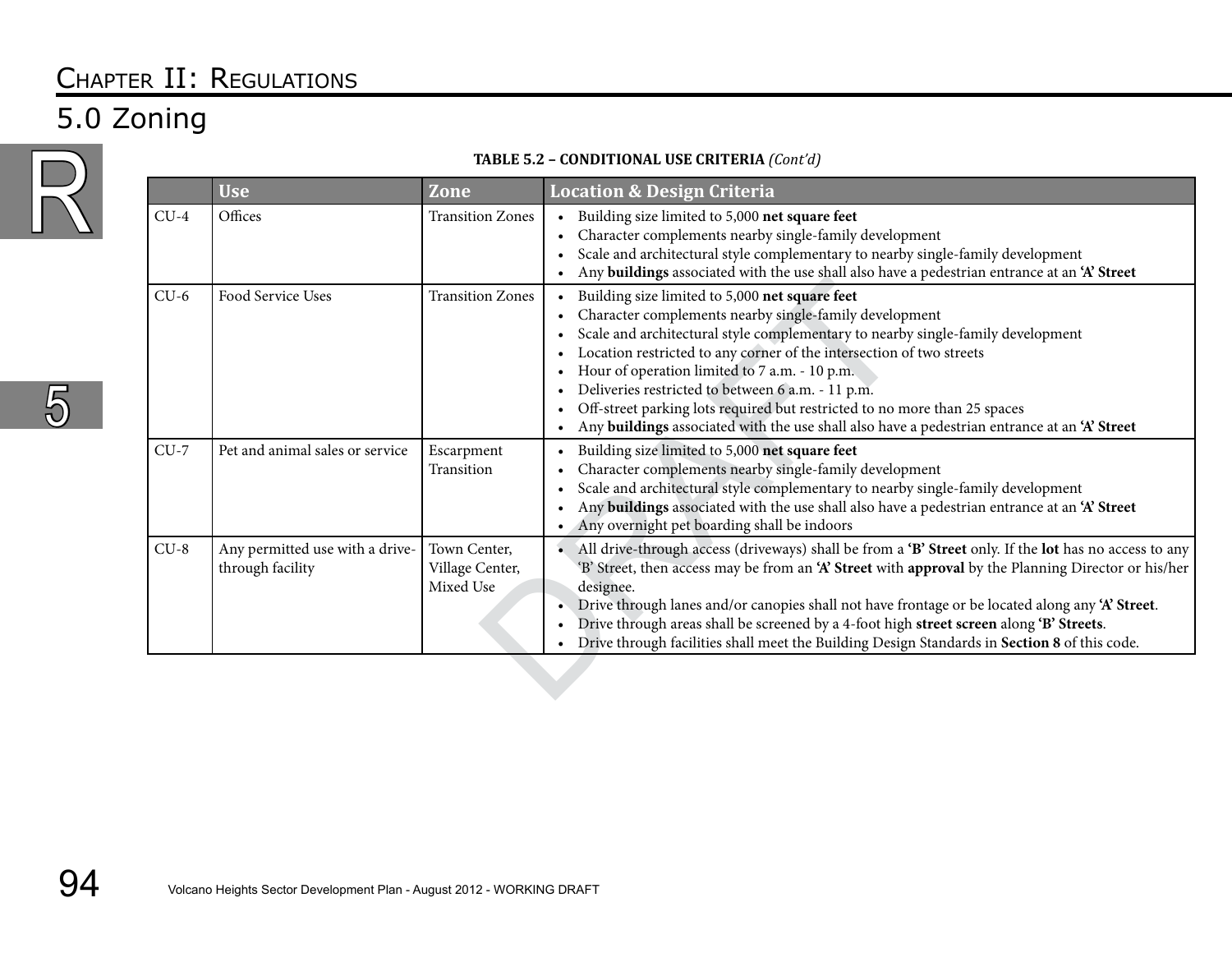# Chapter II: Regulations

## 5.0 Zoning

**TABLE 5.2 – CONDITIONAL USE CRITERIA** *(Cont'd)*

| | Use | Zone | Location & Design Criteria |
|---|---|---|---|
| CU-4 | Offices | Transition Zones | • Building size limited to 5,000 **net square feet**<br>• Character complements nearby single-family development<br>• Scale and architectural style complementary to nearby single-family development<br>• Any **buildings** associated with the use shall also have a pedestrian entrance at an **'A' Street** |
| CU-6 | Food Service Uses | Transition Zones | • Building size limited to 5,000 **net square feet**<br>• Character complements nearby single-family development<br>• Scale and architectural style complementary to nearby single-family development<br>• Location restricted to any corner of the intersection of two streets<br>• Hour of operation limited to 7 a.m. - 10 p.m.<br>• Deliveries restricted to between 6 a.m. - 11 p.m.<br>• Off-street parking lots required but restricted to no more than 25 spaces<br>• Any **buildings** associated with the use shall also have a pedestrian entrance at an **'A' Street** |
| CU-7 | Pet and animal sales or service | Escarpment Transition | • Building size limited to 5,000 **net square feet**<br>• Character complements nearby single-family development<br>• Scale and architectural style complementary to nearby single-family development<br>• Any **buildings** associated with the use shall also have a pedestrian entrance at an **'A' Street**<br>• Any overnight pet boarding shall be indoors |
| CU-8 | Any permitted use with a drive-through facility | Town Center, Village Center, Mixed Use | • All drive-through access (driveways) shall be from a **'B' Street** only. If the **lot** has no access to any 'B' Street, then access may be from an **'A' Street** with **approval** by the Planning Director or his/her designee.<br>• Drive through lanes and/or canopies shall not have frontage or be located along any **'A' Street**.<br>• Drive through areas shall be screened by a 4-foot high **street screen** along **'B' Streets**.<br>• Drive through facilities shall meet the Building Design Standards in **Section 8** of this code. |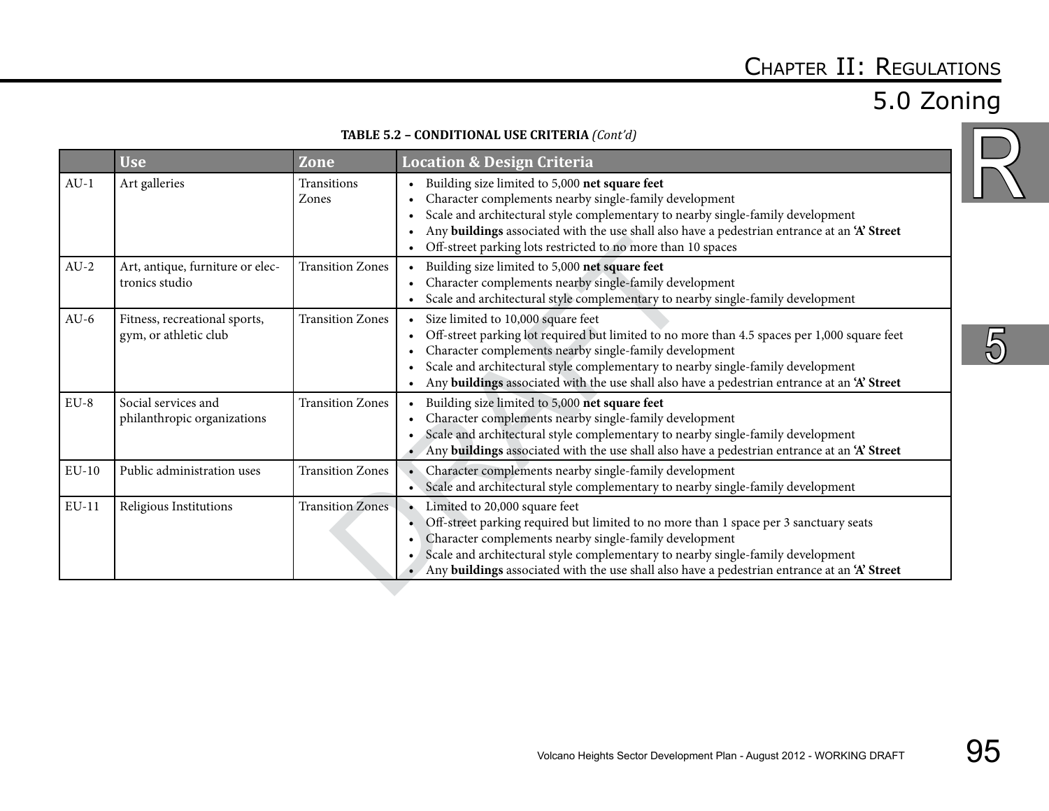**TABLE 5.2 – CONDITIONAL USE CRITERIA** *(Cont'd)*

| | Use | Zone | Location & Design Criteria |
|---|---|---|---|
| AU-1 | Art galleries | Transitions Zones | • Building size limited to 5,000 **net square feet**<br>• Character complements nearby single-family development<br>• Scale and architectural style complementary to nearby single-family development<br>• Any **buildings** associated with the use shall also have a pedestrian entrance at an **'A' Street**<br>• Off-street parking lots restricted to no more than 10 spaces |
| AU-2 | Art, antique, furniture or electronics studio | Transition Zones | • Building size limited to 5,000 **net square feet**<br>• Character complements nearby single-family development<br>• Scale and architectural style complementary to nearby single-family development |
| AU-6 | Fitness, recreational sports, gym, or athletic club | Transition Zones | • Size limited to 10,000 square feet<br>• Off-street parking lot required but limited to no more than 4.5 spaces per 1,000 square feet<br>• Character complements nearby single-family development<br>• Scale and architectural style complementary to nearby single-family development<br>• Any **buildings** associated with the use shall also have a pedestrian entrance at an **'A' Street** |
| EU-8 | Social services and philanthropic organizations | Transition Zones | • Building size limited to 5,000 **net square feet**<br>• Character complements nearby single-family development<br>• Scale and architectural style complementary to nearby single-family development<br>• Any **buildings** associated with the use shall also have a pedestrian entrance at an **'A' Street** |
| EU-10 | Public administration uses | Transition Zones | • Character complements nearby single-family development<br>• Scale and architectural style complementary to nearby single-family development |
| EU-11 | Religious Institutions | Transition Zones | • Limited to 20,000 square feet<br>• Off-street parking required but limited to no more than 1 space per 3 sanctuary seats<br>• Character complements nearby single-family development<br>• Scale and architectural style complementary to nearby single-family development<br>• Any **buildings** associated with the use shall also have a pedestrian entrance at an **'A' Street** |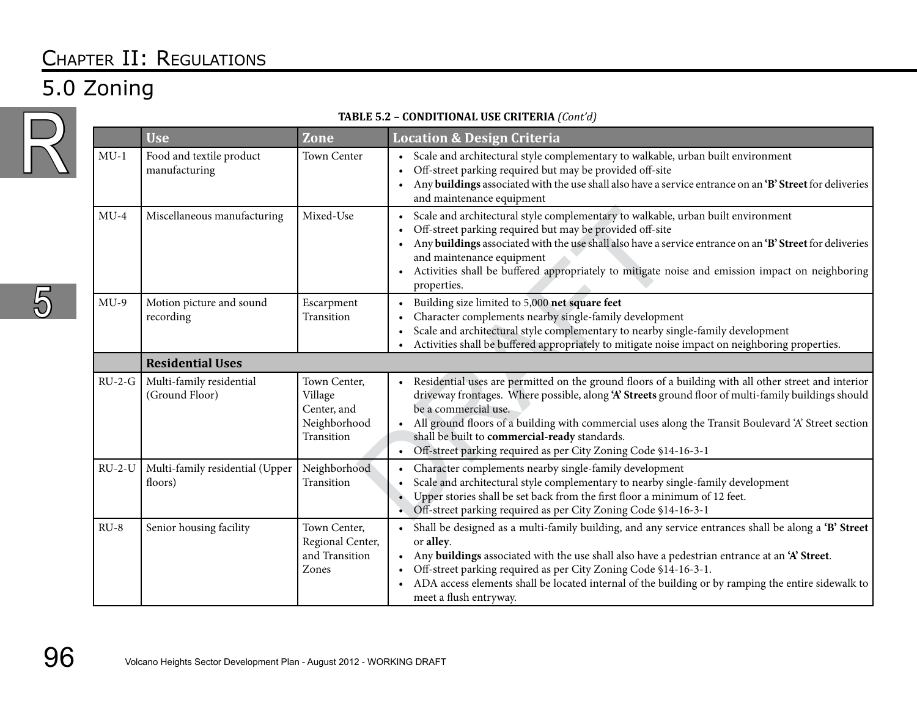# Chapter II: Regulations

## 5.0 Zoning

**TABLE 5.2 – CONDITIONAL USE CRITERIA** *(Cont'd)*

| | Use | Zone | Location & Design Criteria |
|---|---|---|---|
| MU-1 | Food and textile product manufacturing | Town Center | • Scale and architectural style complementary to walkable, urban built environment<br>• Off-street parking required but may be provided off-site<br>• Any **buildings** associated with the use shall also have a service entrance on an **'B' Street** for deliveries and maintenance equipment |
| MU-4 | Miscellaneous manufacturing | Mixed-Use | • Scale and architectural style complementary to walkable, urban built environment<br>• Off-street parking required but may be provided off-site<br>• Any **buildings** associated with the use shall also have a service entrance on an **'B' Street** for deliveries and maintenance equipment<br>• Activities shall be buffered appropriately to mitigate noise and emission impact on neighboring properties. |
| MU-9 | Motion picture and sound recording | Escarpment Transition | • Building size limited to 5,000 **net square feet**<br>• Character complements nearby single-family development<br>• Scale and architectural style complementary to nearby single-family development<br>• Activities shall be buffered appropriately to mitigate noise impact on neighboring properties. |
| | **Residential Uses** | | |
| RU-2-G | Multi-family residential (Ground Floor) | Town Center, Village Center, and Neighborhood Transition | • Residential uses are permitted on the ground floors of a building with all other street and interior driveway frontages. Where possible, along **'A' Streets** ground floor of multi-family buildings should be a commercial use.<br>• All ground floors of a building with commercial uses along the Transit Boulevard 'A' Street section shall be built to **commercial-ready** standards.<br>• Off-street parking required as per City Zoning Code §14-16-3-1 |
| RU-2-U | Multi-family residential (Upper floors) | Neighborhood Transition | • Character complements nearby single-family development<br>• Scale and architectural style complementary to nearby single-family development<br>• Upper stories shall be set back from the first floor a minimum of 12 feet.<br>• Off-street parking required as per City Zoning Code §14-16-3-1 |
| RU-8 | Senior housing facility | Town Center, Regional Center, and Transition Zones | • Shall be designed as a multi-family building, and any service entrances shall be along a **'B' Street** or **alley**.<br>• Any **buildings** associated with the use shall also have a pedestrian entrance at an **'A' Street**.<br>• Off-street parking required as per City Zoning Code §14-16-3-1.<br>• ADA access elements shall be located internal of the building or by ramping the entire sidewalk to meet a flush entryway. |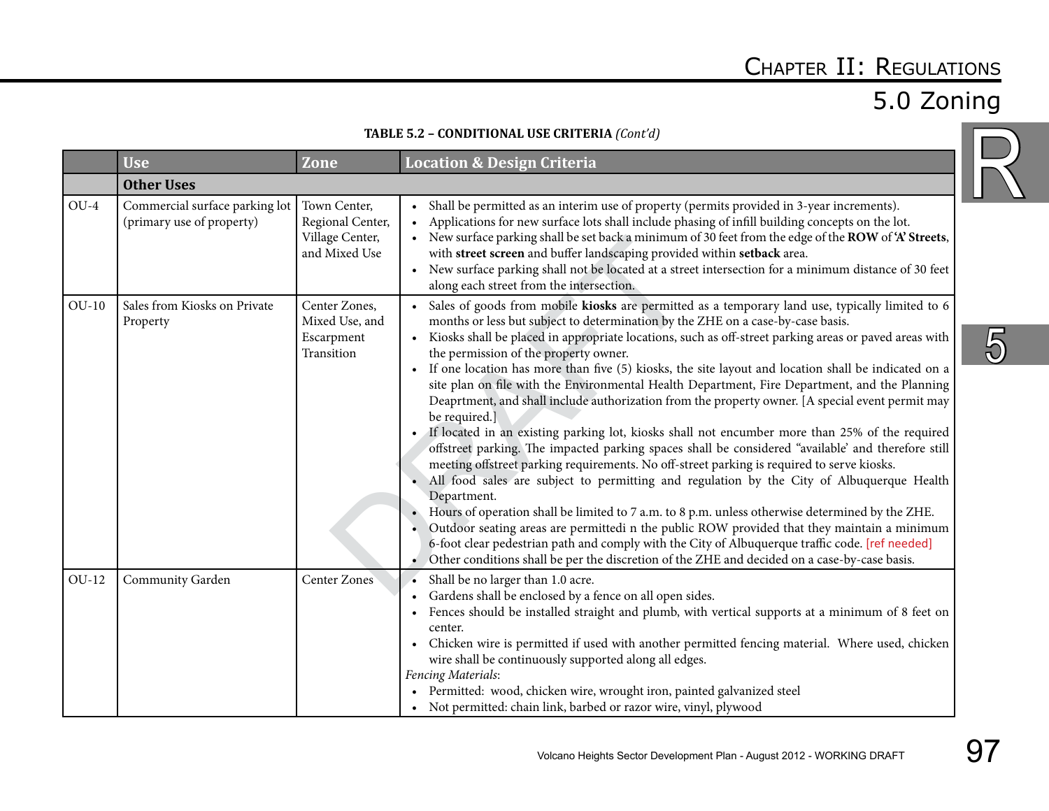**TABLE 5.2 – CONDITIONAL USE CRITERIA** *(Cont'd)*

| | Use | Zone | Location & Design Criteria |
|---|---|---|---|
| | **Other Uses** | | |
| OU-4 | Commercial surface parking lot (primary use of property) | Town Center, Regional Center, Village Center, and Mixed Use | • Shall be permitted as an interim use of property (permits provided in 3-year increments).<br>• Applications for new surface lots shall include phasing of infill building concepts on the lot.<br>• New surface parking shall be set back a minimum of 30 feet from the edge of the **ROW** of **'A' Streets**, with **street screen** and buffer landscaping provided within **setback** area.<br>• New surface parking shall not be located at a street intersection for a minimum distance of 30 feet along each street from the intersection. |
| OU-10 | Sales from Kiosks on Private Property | Center Zones, Mixed Use, and Escarpment Transition | • Sales of goods from mobile **kiosks** are permitted as a temporary land use, typically limited to 6 months or less but subject to determination by the ZHE on a case-by-case basis.<br>• Kiosks shall be placed in appropriate locations, such as off-street parking areas or paved areas with the permission of the property owner.<br>• If one location has more than five (5) kiosks, the site layout and location shall be indicated on a site plan on file with the Environmental Health Department, Fire Department, and the Planning Deaprtment, and shall include authorization from the property owner. [A special event permit may be required.]<br>• If located in an existing parking lot, kiosks shall not encumber more than 25% of the required offstreet parking. The impacted parking spaces shall be considered "available' and therefore still meeting offstreet parking requirements. No off-street parking is required to serve kiosks.<br>• All food sales are subject to permitting and regulation by the City of Albuquerque Health Department.<br>• Hours of operation shall be limited to 7 a.m. to 8 p.m. unless otherwise determined by the ZHE.<br>• Outdoor seating areas are permittedi n the public ROW provided that they maintain a minimum 6-foot clear pedestrian path and comply with the City of Albuquerque traffic code. [ref needed]<br>• Other conditions shall be per the discretion of the ZHE and decided on a case-by-case basis. |
| OU-12 | Community Garden | Center Zones | • Shall be no larger than 1.0 acre.<br>• Gardens shall be enclosed by a fence on all open sides.<br>• Fences should be installed straight and plumb, with vertical supports at a minimum of 8 feet on center.<br>• Chicken wire is permitted if used with another permitted fencing material. Where used, chicken wire shall be continuously supported along all edges.<br>*Fencing Materials*:<br>• Permitted: wood, chicken wire, wrought iron, painted galvanized steel<br>• Not permitted: chain link, barbed or razor wire, vinyl, plywood |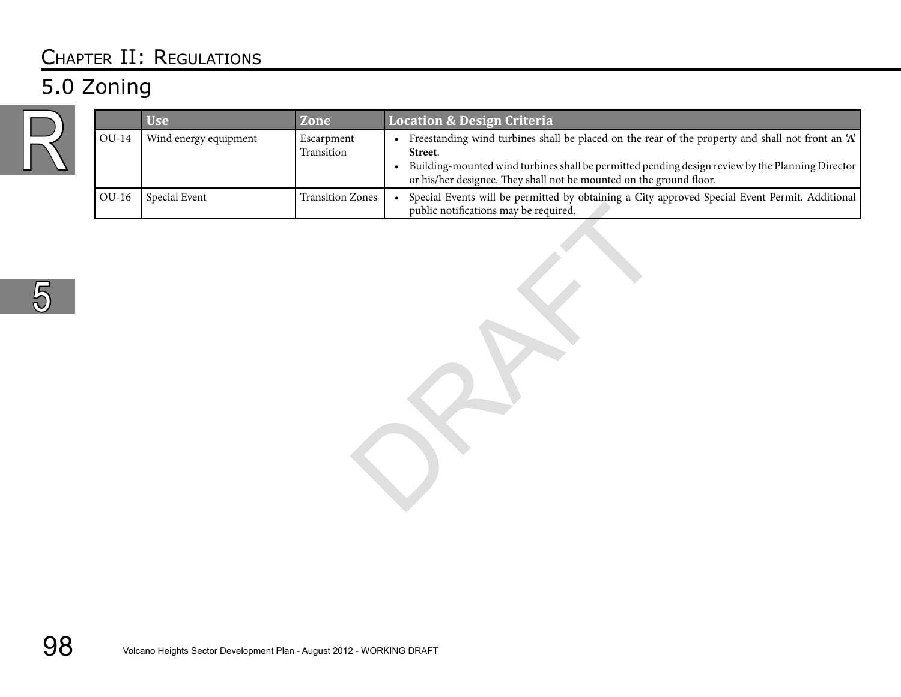## 5.0 Zoning

| | Use | Zone | Location & Design Criteria |
|---|---|---|---|
| OU-14 | Wind energy equipment | Escarpment Transition | • Freestanding wind turbines shall be placed on the rear of the property and shall not front an **'A' Street**.<br>• Building-mounted wind turbines shall be permitted pending design review by the Planning Director or his/her designee. They shall not be mounted on the ground floor. |
| OU-16 | Special Event | Transition Zones | • Special Events will be permitted by obtaining a City approved Special Event Permit. Additional public notifications may be required. |